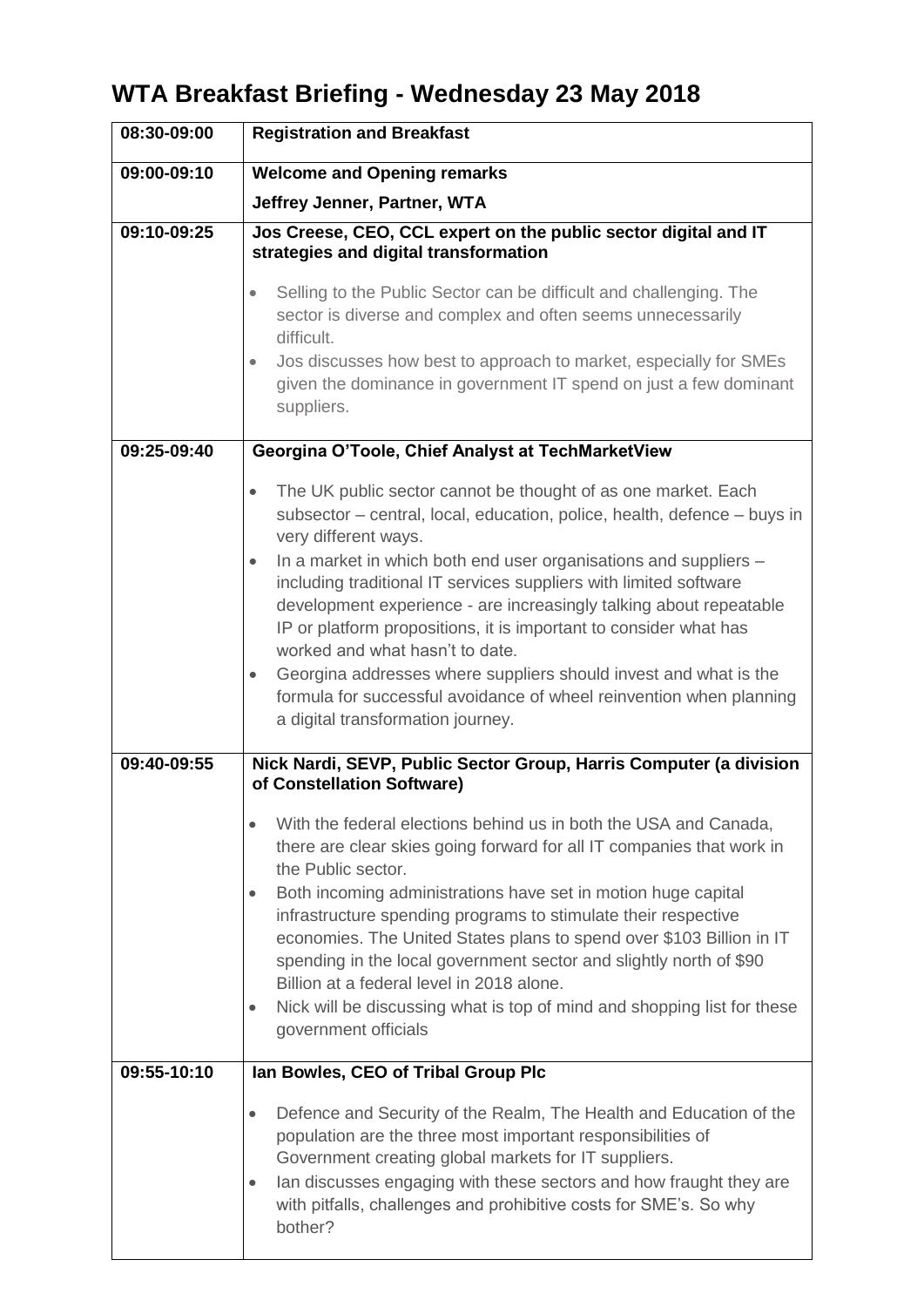# WTA Breakfast Briefing - Wednesday 23 May 2018

| | |
|---|---|
| **08:30-09:00** | **Registration and Breakfast** |
| **09:00-09:10** | **Welcome and Opening remarks**<br>**Jeffrey Jenner, Partner, WTA** |
| **09:10-09:25** | **Jos Creese, CEO, CCL expert on the public sector digital and IT strategies and digital transformation**<br>• Selling to the Public Sector can be difficult and challenging. The sector is diverse and complex and often seems unnecessarily difficult.<br>• Jos discusses how best to approach to market, especially for SMEs given the dominance in government IT spend on just a few dominant suppliers. |
| **09:25-09:40** | **Georgina O'Toole, Chief Analyst at TechMarketView**<br>• The UK public sector cannot be thought of as one market. Each subsector – central, local, education, police, health, defence – buys in very different ways.<br>• In a market in which both end user organisations and suppliers – including traditional IT services suppliers with limited software development experience - are increasingly talking about repeatable IP or platform propositions, it is important to consider what has worked and what hasn't to date.<br>• Georgina addresses where suppliers should invest and what is the formula for successful avoidance of wheel reinvention when planning a digital transformation journey. |
| **09:40-09:55** | **Nick Nardi, SEVP, Public Sector Group, Harris Computer (a division of Constellation Software)**<br>• With the federal elections behind us in both the USA and Canada, there are clear skies going forward for all IT companies that work in the Public sector.<br>• Both incoming administrations have set in motion huge capital infrastructure spending programs to stimulate their respective economies. The United States plans to spend over $103 Billion in IT spending in the local government sector and slightly north of $90 Billion at a federal level in 2018 alone.<br>• Nick will be discussing what is top of mind and shopping list for these government officials |
| **09:55-10:10** | **Ian Bowles, CEO of Tribal Group Plc**<br>• Defence and Security of the Realm, The Health and Education of the population are the three most important responsibilities of Government creating global markets for IT suppliers.<br>• Ian discusses engaging with these sectors and how fraught they are with pitfalls, challenges and prohibitive costs for SME's. So why bother? |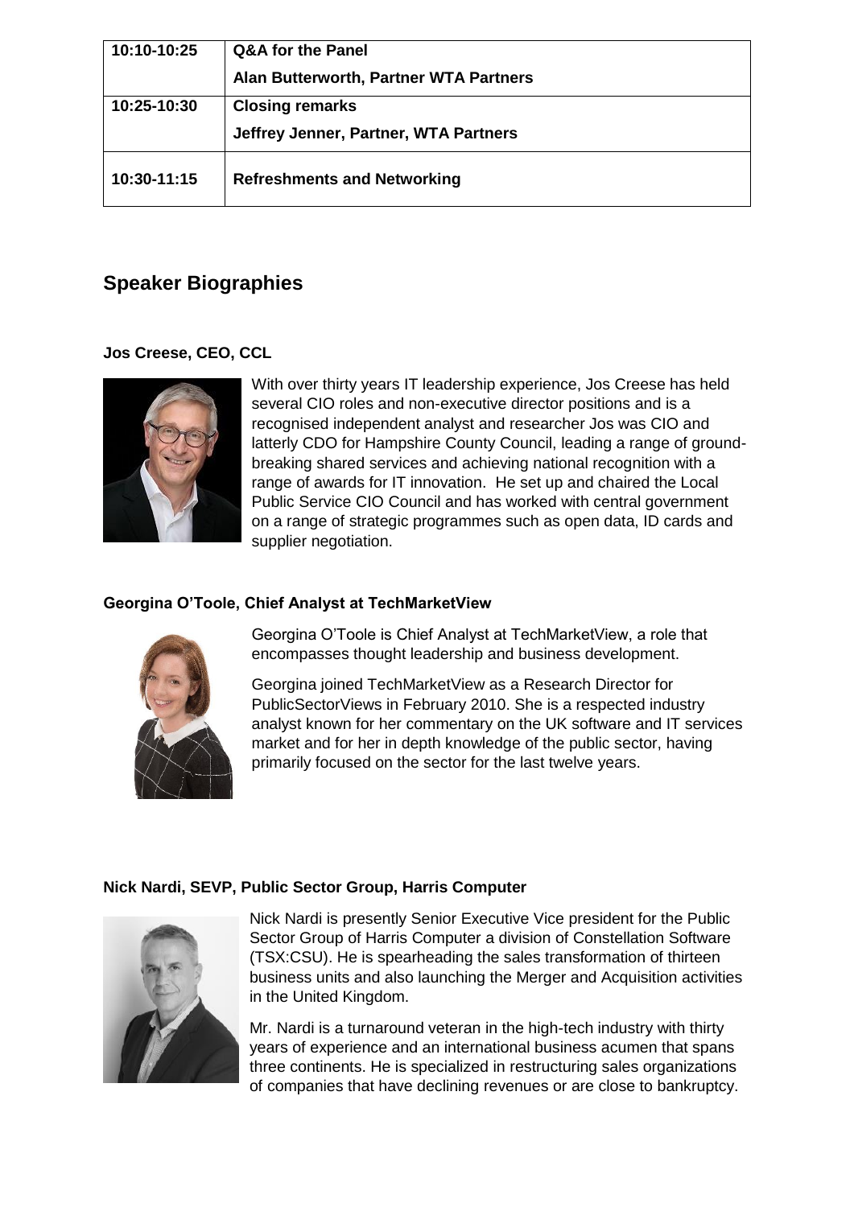| 10:10-10:25 | **Q&A for the Panel**<br>**Alan Butterworth, Partner WTA Partners** |
|---|---|
| 10:25-10:30 | **Closing remarks**<br>**Jeffrey Jenner, Partner, WTA Partners** |
| 10:30-11:15 | **Refreshments and Networking** |

## Speaker Biographies

### Jos Creese, CEO, CCL

With over thirty years IT leadership experience, Jos Creese has held several CIO roles and non-executive director positions and is a recognised independent analyst and researcher Jos was CIO and latterly CDO for Hampshire County Council, leading a range of ground-breaking shared services and achieving national recognition with a range of awards for IT innovation. He set up and chaired the Local Public Service CIO Council and has worked with central government on a range of strategic programmes such as open data, ID cards and supplier negotiation.

### Georgina O'Toole, Chief Analyst at TechMarketView

Georgina O'Toole is Chief Analyst at TechMarketView, a role that encompasses thought leadership and business development.

Georgina joined TechMarketView as a Research Director for PublicSectorViews in February 2010. She is a respected industry analyst known for her commentary on the UK software and IT services market and for her in depth knowledge of the public sector, having primarily focused on the sector for the last twelve years.

### Nick Nardi, SEVP, Public Sector Group, Harris Computer

Nick Nardi is presently Senior Executive Vice president for the Public Sector Group of Harris Computer a division of Constellation Software (TSX:CSU). He is spearheading the sales transformation of thirteen business units and also launching the Merger and Acquisition activities in the United Kingdom.

Mr. Nardi is a turnaround veteran in the high-tech industry with thirty years of experience and an international business acumen that spans three continents. He is specialized in restructuring sales organizations of companies that have declining revenues or are close to bankruptcy.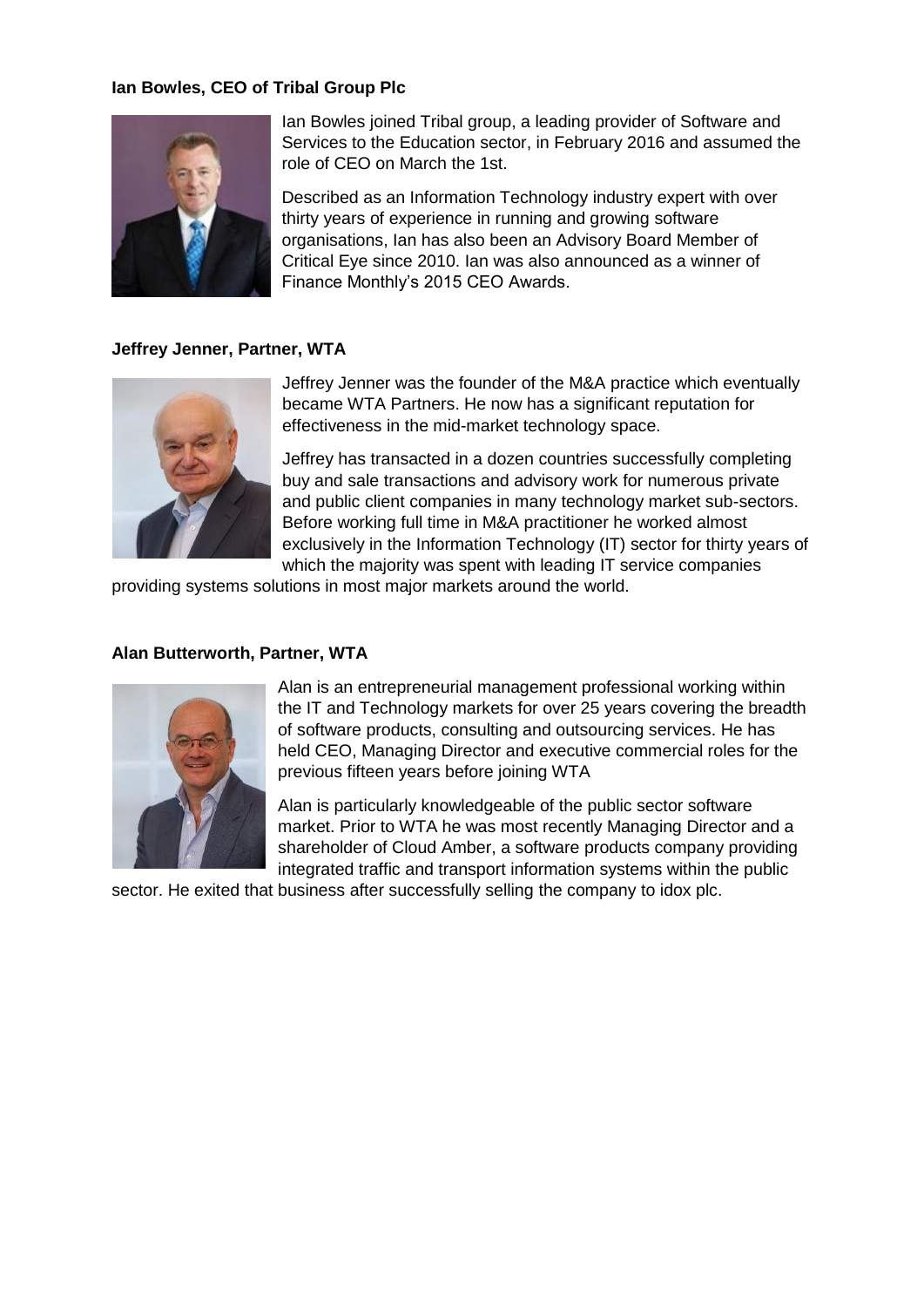**Ian Bowles, CEO of Tribal Group Plc**

Ian Bowles joined Tribal group, a leading provider of Software and Services to the Education sector, in February 2016 and assumed the role of CEO on March the 1st.

Described as an Information Technology industry expert with over thirty years of experience in running and growing software organisations, Ian has also been an Advisory Board Member of Critical Eye since 2010. Ian was also announced as a winner of Finance Monthly's 2015 CEO Awards.

**Jeffrey Jenner, Partner, WTA**

Jeffrey Jenner was the founder of the M&A practice which eventually became WTA Partners. He now has a significant reputation for effectiveness in the mid-market technology space.

Jeffrey has transacted in a dozen countries successfully completing buy and sale transactions and advisory work for numerous private and public client companies in many technology market sub-sectors. Before working full time in M&A practitioner he worked almost exclusively in the Information Technology (IT) sector for thirty years of which the majority was spent with leading IT service companies providing systems solutions in most major markets around the world.

**Alan Butterworth, Partner, WTA**

Alan is an entrepreneurial management professional working within the IT and Technology markets for over 25 years covering the breadth of software products, consulting and outsourcing services. He has held CEO, Managing Director and executive commercial roles for the previous fifteen years before joining WTA

Alan is particularly knowledgeable of the public sector software market. Prior to WTA he was most recently Managing Director and a shareholder of Cloud Amber, a software products company providing integrated traffic and transport information systems within the public sector. He exited that business after successfully selling the company to idox plc.